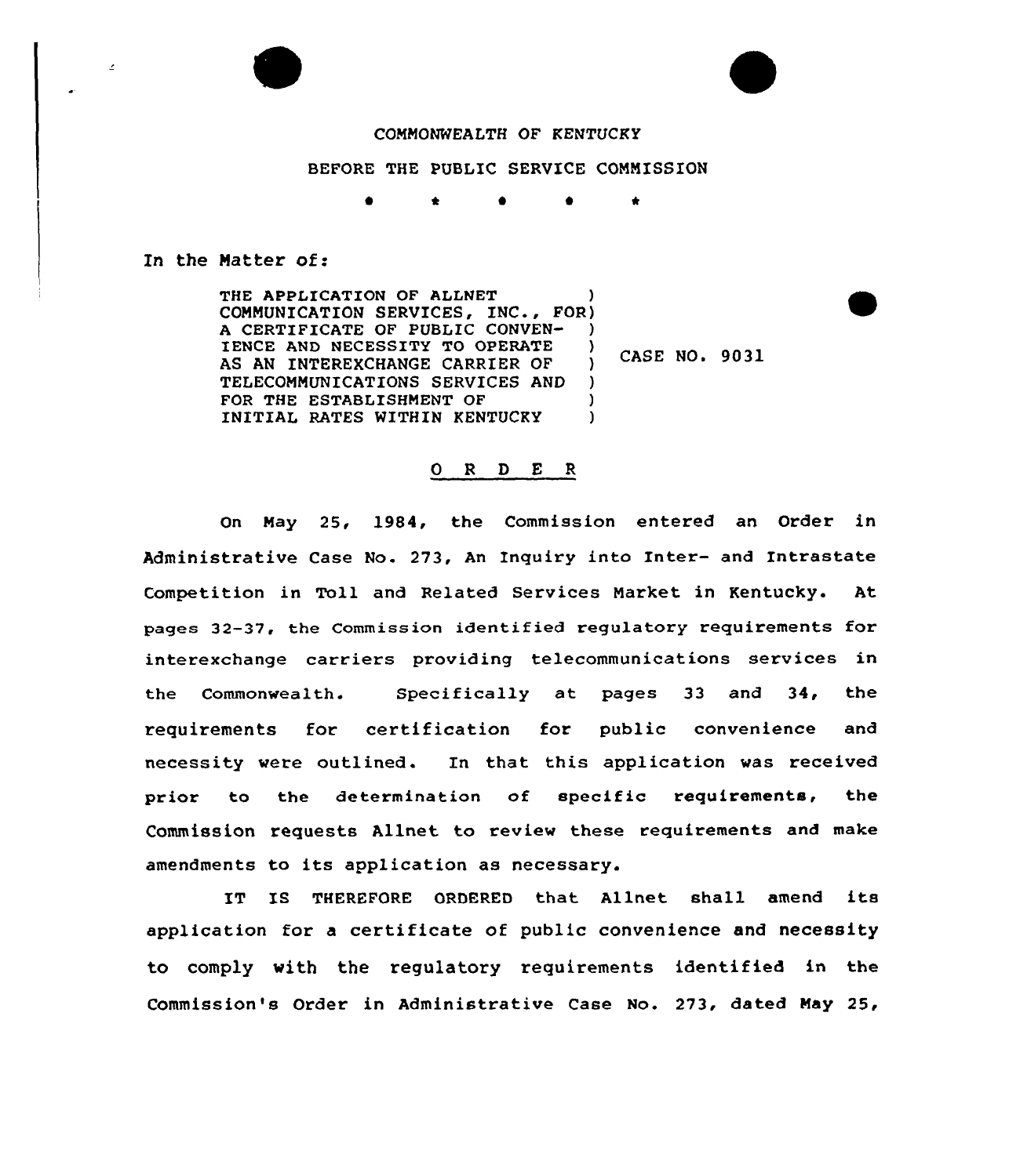COMMONWEALTH OF KENTUCKY

BEFORE THE PUBLIC SERVICE COMMISSION

\* \* \* \* \*

In the Matter of:

THE APPLICATION OF ALLNET COMMUNICATION SERVICES, INC., FOR A CERTIFICATE OF PUBLIC CONVENIENCE AND NECESSITY TO OPERATE AS AN INTEREXCHANGE CARRIER OF TELECOMMUNICATIONS SERVICES AND FOR THE ESTABLISHMENT OF INITIAL RATES WITHIN KENTUCKY ) CASE NO. 9031

# O R D E R

On May 25, 1984, the Commission entered an Order in Administrative Case No. 273, An Inquiry into Inter- and Intrastate Competition in Toll and Related Services Market in Kentucky. At pages 32-37, the Commission identified regulatory requirements for interexchange carriers providing telecommunications services in the Commonwealth. Specifically at pages 33 and 34, the requirements for certification for public convenience and necessity were outlined. In that this application was received prior to the determination of specific requirements, the Commission requests Allnet to review these requirements and make amendments to its application as necessary.

IT IS THEREFORE ORDERED that Allnet shall amend its application for a certificate of public convenience and necessity to comply with the regulatory requirements identified in the Commission's Order in Administrative Case No. 273, dated May 25,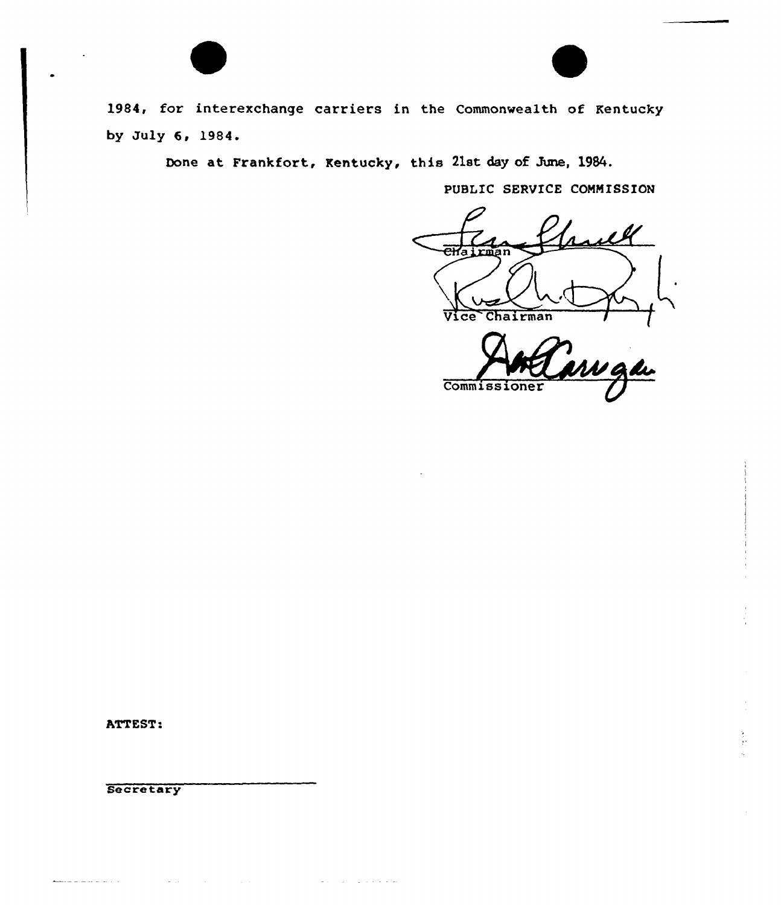1984, for interexchange carriers in the Commonwealth of Kentucky by July 6, 1984.

Done at Frankfort, Kentucky, this 21st day of June, 1984.

PUBLIC SERVICE COMMISSION

Chairman

Vice Chairman

Commissioner

ATTEST:

Secretary